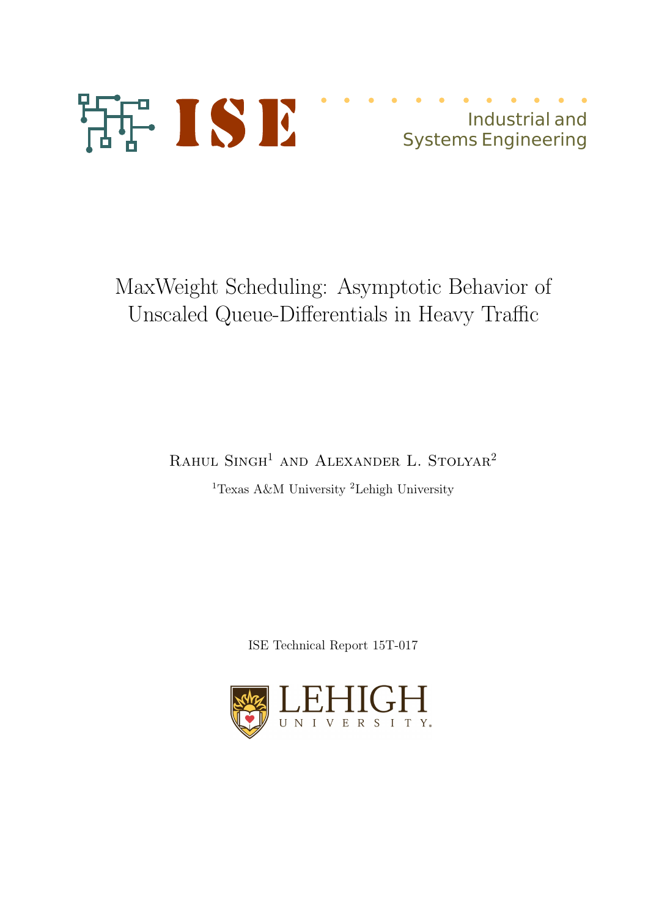ISE

Industrial and Systems Engineering

# MaxWeight Scheduling: Asymptotic Behavior of Unscaled Queue-Differentials in Heavy Traffic

Rahul Singh[1] and Alexander L. Stolyar[2]

[1]Texas A&M University [2]Lehigh University

ISE Technical Report 15T-017

LEHIGH UNIVERSITY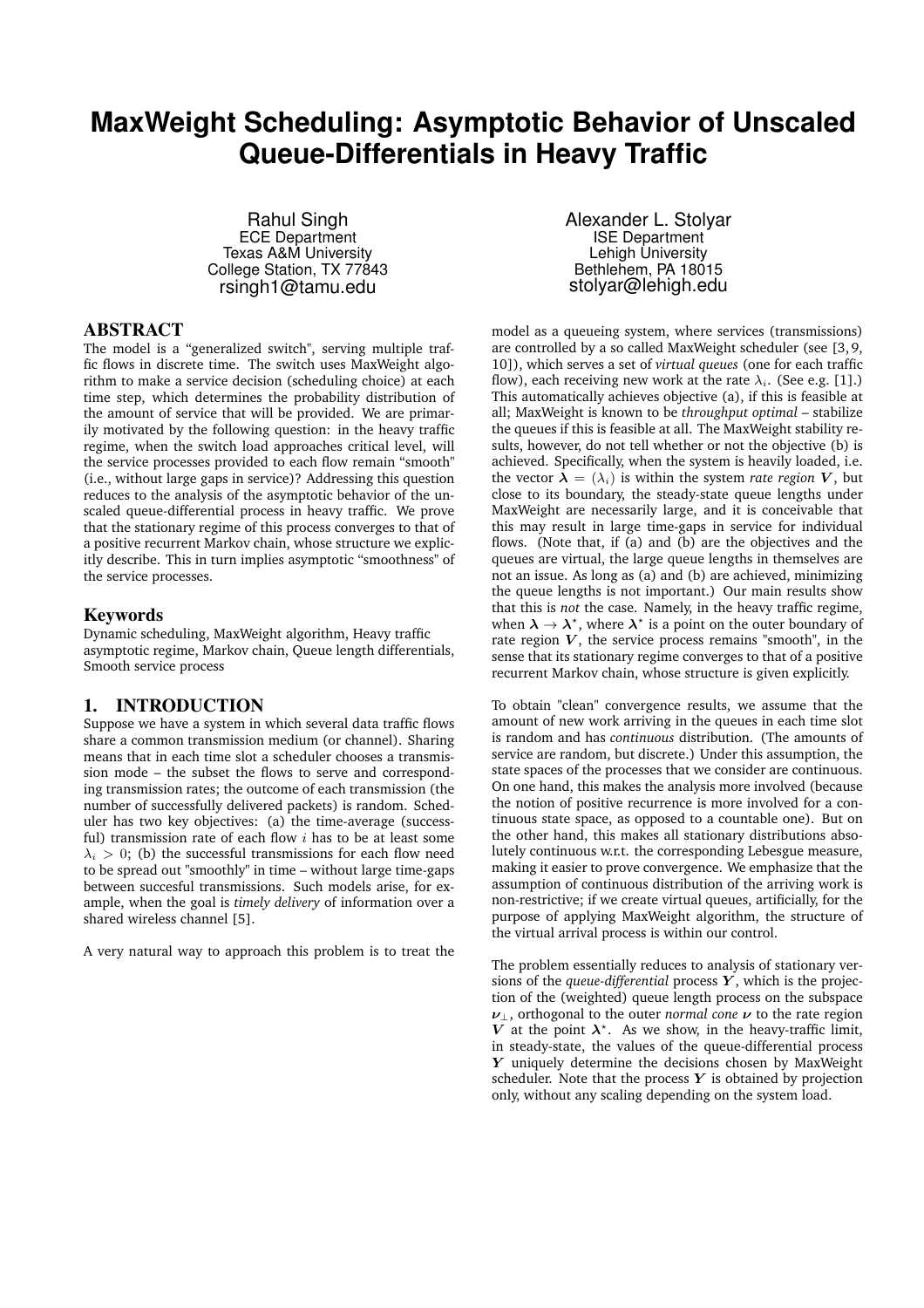# MaxWeight Scheduling: Asymptotic Behavior of Unscaled Queue-Differentials in Heavy Traffic

Rahul Singh
ECE Department
Texas A&M University
College Station, TX 77843
rsingh1@tamu.edu

Alexander L. Stolyar
ISE Department
Lehigh University
Bethlehem, PA 18015
stolyar@lehigh.edu

## ABSTRACT

The model is a "generalized switch", serving multiple traffic flows in discrete time. The switch uses MaxWeight algorithm to make a service decision (scheduling choice) at each time step, which determines the probability distribution of the amount of service that will be provided. We are primarily motivated by the following question: in the heavy traffic regime, when the switch load approaches critical level, will the service processes provided to each flow remain "smooth" (i.e., without large gaps in service)? Addressing this question reduces to the analysis of the asymptotic behavior of the unscaled queue-differential process in heavy traffic. We prove that the stationary regime of this process converges to that of a positive recurrent Markov chain, whose structure we explicitly describe. This in turn implies asymptotic "smoothness" of the service processes.

## Keywords

Dynamic scheduling, MaxWeight algorithm, Heavy traffic asymptotic regime, Markov chain, Queue length differentials, Smooth service process

## 1. INTRODUCTION

Suppose we have a system in which several data traffic flows share a common transmission medium (or channel). Sharing means that in each time slot a scheduler chooses a transmission mode – the subset the flows to serve and corresponding transmission rates; the outcome of each transmission (the number of successfully delivered packets) is random. Scheduler has two key objectives: (a) the time-average (successful) transmission rate of each flow $i$ has to be at least some $\lambda_i > 0$; (b) the successful transmissions for each flow need to be spread out "smoothly" in time – without large time-gaps between succesful transmissions. Such models arise, for example, when the goal is *timely delivery* of information over a shared wireless channel [5].

A very natural way to approach this problem is to treat the model as a queueing system, where services (transmissions) are controlled by a so called MaxWeight scheduler (see [3, 9, 10]), which serves a set of *virtual queues* (one for each traffic flow), each receiving new work at the rate $\lambda_i$. (See e.g. [1].) This automatically achieves objective (a), if this is feasible at all; MaxWeight is known to be *throughput optimal* – stabilize the queues if this is feasible at all. The MaxWeight stability results, however, do not tell whether or not the objective (b) is achieved. Specifically, when the system is heavily loaded, i.e. the vector $\boldsymbol{\lambda} = (\lambda_i)$ is within the system *rate region* $\boldsymbol{V}$, but close to its boundary, the steady-state queue lengths under MaxWeight are necessarily large, and it is conceivable that this may result in large time-gaps in service for individual flows. (Note that, if (a) and (b) are the objectives and the queues are virtual, the large queue lengths in themselves are not an issue. As long as (a) and (b) are achieved, minimizing the queue lengths is not important.) Our main results show that this is *not* the case. Namely, in the heavy traffic regime, when $\boldsymbol{\lambda} \to \boldsymbol{\lambda}^\star$, where $\boldsymbol{\lambda}^\star$ is a point on the outer boundary of rate region $\boldsymbol{V}$, the service process remains "smooth", in the sense that its stationary regime converges to that of a positive recurrent Markov chain, whose structure is given explicitly.

To obtain "clean" convergence results, we assume that the amount of new work arriving in the queues in each time slot is random and has *continuous* distribution. (The amounts of service are random, but discrete.) Under this assumption, the state spaces of the processes that we consider are continuous. On one hand, this makes the analysis more involved (because the notion of positive recurrence is more involved for a continuous state space, as opposed to a countable one). But on the other hand, this makes all stationary distributions absolutely continuous w.r.t. the corresponding Lebesgue measure, making it easier to prove convergence. We emphasize that the assumption of continuous distribution of the arriving work is non-restrictive; if we create virtual queues, artificially, for the purpose of applying MaxWeight algorithm, the structure of the virtual arrival process is within our control.

The problem essentially reduces to analysis of stationary versions of the *queue-differential* process $\boldsymbol{Y}$, which is the projection of the (weighted) queue length process on the subspace $\boldsymbol{\nu}_\perp$, orthogonal to the outer *normal cone* $\boldsymbol{\nu}$ to the rate region $\boldsymbol{V}$ at the point $\boldsymbol{\lambda}^\star$. As we show, in the heavy-traffic limit, in steady-state, the values of the queue-differential process $\boldsymbol{Y}$ uniquely determine the decisions chosen by MaxWeight scheduler. Note that the process $\boldsymbol{Y}$ is obtained by projection only, without any scaling depending on the system load.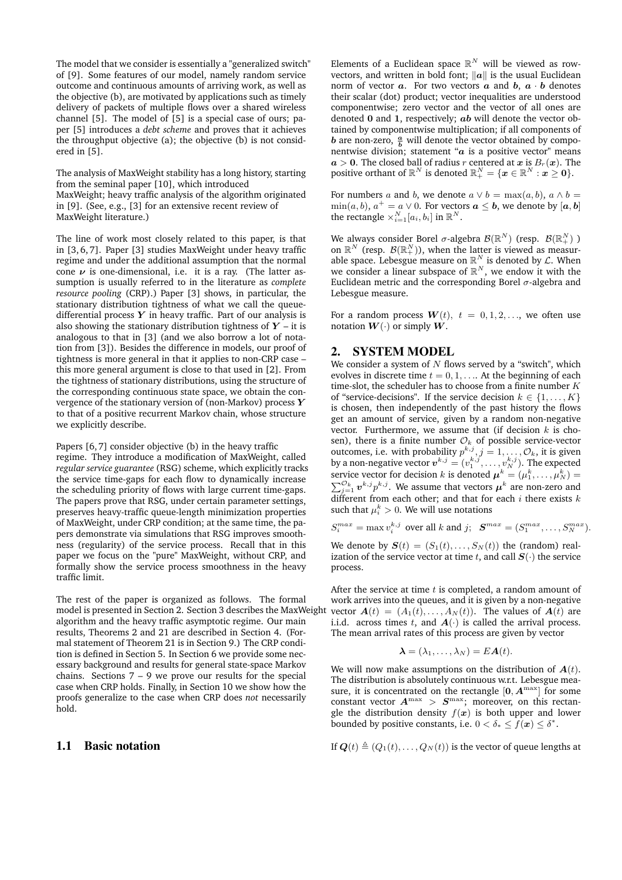The model that we consider is essentially a "generalized switch" of [9]. Some features of our model, namely random service outcome and continuous amounts of arriving work, as well as the objective (b), are motivated by applications such as timely delivery of packets of multiple flows over a shared wireless channel [5]. The model of [5] is a special case of ours; paper [5] introduces a *debt scheme* and proves that it achieves the throughput objective (a); the objective (b) is not considered in [5].

The analysis of MaxWeight stability has a long history, starting from the seminal paper [10], which introduced MaxWeight; heavy traffic analysis of the algorithm originated in [9]. (See, e.g., [3] for an extensive recent review of MaxWeight literature.)

The line of work most closely related to this paper, is that in [3, 6, 7]. Paper [3] studies MaxWeight under heavy traffic regime and under the additional assumption that the normal cone $\boldsymbol{\nu}$ is one-dimensional, i.e. it is a ray. (The latter assumption is usually referred to in the literature as *complete resource pooling* (CRP).) Paper [3] shows, in particular, the stationary distribution tightness of what we call the queue-differential process $\boldsymbol{Y}$ in heavy traffic. Part of our analysis is also showing the stationary distribution tightness of $\boldsymbol{Y}$ – it is analogous to that in [3] (and we also borrow a lot of notation from [3]). Besides the difference in models, our proof of tightness is more general in that it applies to non-CRP case – this more general argument is close to that used in [2]. From the tightness of stationary distributions, using the structure of the corresponding continuous state space, we obtain the convergence of the stationary version of (non-Markov) process $\boldsymbol{Y}$ to that of a positive recurrent Markov chain, whose structure we explicitly describe.

Papers [6, 7] consider objective (b) in the heavy traffic regime. They introduce a modification of MaxWeight, called *regular service guarantee* (RSG) scheme, which explicitly tracks the service time-gaps for each flow to dynamically increase the scheduling priority of flows with large current time-gaps. The papers prove that RSG, under certain parameter settings, preserves heavy-traffic queue-length minimization properties of MaxWeight, under CRP condition; at the same time, the papers demonstrate via simulations that RSG improves smoothness (regularity) of the service process. Recall that in this paper we focus on the "pure" MaxWeight, without CRP, and formally show the service process smoothness in the heavy traffic limit.

The rest of the paper is organized as follows. The formal model is presented in Section 2. Section 3 describes the MaxWeight algorithm and the heavy traffic asymptotic regime. Our main results, Theorems 2 and 21 are described in Section 4. (Formal statement of Theorem 21 is in Section 9.) The CRP condition is defined in Section 5. In Section 6 we provide some necessary background and results for general state-space Markov chains. Sections 7 – 9 we prove our results for the special case when CRP holds. Finally, in Section 10 we show how the proofs generalize to the case when CRP does *not* necessarily hold.

### 1.1 Basic notation

Elements of a Euclidean space $\mathbb{R}^N$ will be viewed as row-vectors, and written in bold font; $\|\boldsymbol{a}\|$ is the usual Euclidean norm of vector $\boldsymbol{a}$. For two vectors $\boldsymbol{a}$ and $\boldsymbol{b}$, $\boldsymbol{a}\cdot\boldsymbol{b}$ denotes their scalar (dot) product; vector inequalities are understood componentwise; zero vector and the vector of all ones are denoted $\boldsymbol{0}$ and $\boldsymbol{1}$, respectively; $\boldsymbol{ab}$ will denote the vector obtained by componentwise multiplication; if all components of $\boldsymbol{b}$ are non-zero, $\frac{\boldsymbol{a}}{\boldsymbol{b}}$ will denote the vector obtained by componentwise division; statement "$\boldsymbol{a}$ is a positive vector" means $\boldsymbol{a} > \boldsymbol{0}$. The closed ball of radius $r$ centered at $\boldsymbol{x}$ is $B_r(\boldsymbol{x})$. The positive orthant of $\mathbb{R}^N$ is denoted $\mathbb{R}^N_+ = \{\boldsymbol{x} \in \mathbb{R}^N : \boldsymbol{x} \geq \boldsymbol{0}\}$.

For numbers $a$ and $b$, we denote $a \vee b = \max(a, b)$, $a \wedge b = \min(a, b)$, $a^+ = a \vee 0$. For vectors $\boldsymbol{a} \leq \boldsymbol{b}$, we denote by $[\boldsymbol{a}, \boldsymbol{b}]$ the rectangle $\times_{i=1}^N [a_i, b_i]$ in $\mathbb{R}^N$.

We always consider Borel $\sigma$-algebra $\mathcal{B}(\mathbb{R}^N)$ (resp. $\mathcal{B}(\mathbb{R}^N_+)$ ) on $\mathbb{R}^N$ (resp. $\mathcal{B}(\mathbb{R}^N_+)$), when the latter is viewed as measurable space. Lebesgue measure on $\mathbb{R}^N$ is denoted by $\mathcal{L}$. When we consider a linear subspace of $\mathbb{R}^N$, we endow it with the Euclidean metric and the corresponding Borel $\sigma$-algebra and Lebesgue measure.

For a random process $\boldsymbol{W}(t)$, $t = 0, 1, 2, \ldots$, we often use notation $\boldsymbol{W}(\cdot)$ or simply $\boldsymbol{W}$.

## 2. SYSTEM MODEL

We consider a system of $N$ flows served by a "switch", which evolves in discrete time $t = 0, 1, \ldots$. At the beginning of each time-slot, the scheduler has to choose from a finite number $K$ of "service-decisions". If the service decision $k \in \{1, \ldots, K\}$ is chosen, then independently of the past history the flows get an amount of service, given by a random non-negative vector. Furthermore, we assume that (if decision $k$ is chosen), there is a finite number $\mathcal{O}_k$ of possible service-vector outcomes, i.e. with probability $p^{k,j}$, $j = 1, \ldots, \mathcal{O}_k$, it is given by a non-negative vector $\boldsymbol{v}^{k,j} = (v_1^{k,j}, \ldots, v_N^{k,j})$. The expected service vector for decision $k$ is denoted $\boldsymbol{\mu}^k = (\mu_1^k, \ldots, \mu_N^k) = \sum_{j=1}^{\mathcal{O}_k} \boldsymbol{v}^{k,j} p^{k,j}$. We assume that vectors $\boldsymbol{\mu}^k$ are non-zero and different from each other; and that for each $i$ there exists $k$ such that $\mu_i^k > 0$. We will use notations

$$S_i^{max} = \max v_i^{k,j} \text{ over all } k \text{ and } j; \quad \boldsymbol{S}^{max} = (S_1^{max}, \ldots, S_N^{max}).$$

We denote by $\boldsymbol{S}(t) = (S_1(t), \ldots, S_N(t))$ the (random) realization of the service vector at time $t$, and call $\boldsymbol{S}(\cdot)$ the service process.

After the service at time $t$ is completed, a random amount of work arrives into the queues, and it is given by a non-negative vector $\boldsymbol{A}(t) = (A_1(t), \ldots, A_N(t))$. The values of $\boldsymbol{A}(t)$ are i.i.d. across times $t$, and $\boldsymbol{A}(\cdot)$ is called the arrival process. The mean arrival rates of this process are given by vector

$$\boldsymbol{\lambda} = (\lambda_1, \ldots, \lambda_N) = E\boldsymbol{A}(t).$$

We will now make assumptions on the distribution of $\boldsymbol{A}(t)$. The distribution is absolutely continuous w.r.t. Lebesgue measure, it is concentrated on the rectangle $[\boldsymbol{0}, \boldsymbol{A}^{\max}]$ for some constant vector $\boldsymbol{A}^{\max} > \boldsymbol{S}^{\max}$; moreover, on this rectangle the distribution density $f(\boldsymbol{x})$ is both upper and lower bounded by positive constants, i.e. $0 < \delta_* \leq f(\boldsymbol{x}) \leq \delta^*$.

If $\boldsymbol{Q}(t) \triangleq (Q_1(t), \ldots, Q_N(t))$ is the vector of queue lengths at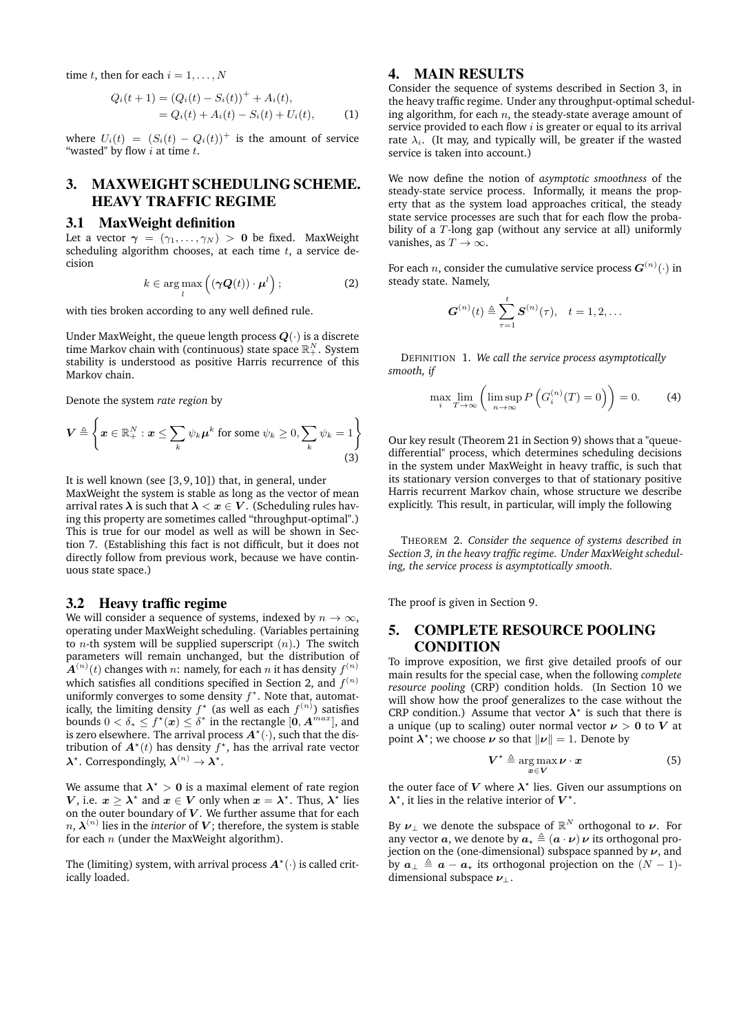time $t$, then for each $i = 1, \dots, N$

$$
\begin{aligned}
Q_i(t+1) &= (Q_i(t) - S_i(t))^+ + A_i(t), \\
&= Q_i(t) + A_i(t) - S_i(t) + U_i(t), \qquad (1)
\end{aligned}
$$

where $U_i(t) = (S_i(t) - Q_i(t))^+$ is the amount of service "wasted" by flow $i$ at time $t$.

## 3. MAXWEIGHT SCHEDULING SCHEME. HEAVY TRAFFIC REGIME

### 3.1 MaxWeight definition

Let a vector $\boldsymbol{\gamma} = (\gamma_1, \dots, \gamma_N) > \mathbf{0}$ be fixed. MaxWeight scheduling algorithm chooses, at each time $t$, a service decision

$$
k \in \arg\max_l \left( (\boldsymbol{\gamma} \boldsymbol{Q}(t)) \cdot \boldsymbol{\mu}^l \right); \qquad (2)
$$

with ties broken according to any well defined rule.

Under MaxWeight, the queue length process $\boldsymbol{Q}(\cdot)$ is a discrete time Markov chain with (continuous) state space $\mathbb{R}_+^N$. System stability is understood as positive Harris recurrence of this Markov chain.

Denote the system *rate region* by

$$
\boldsymbol{V} \triangleq \left\{ \boldsymbol{x} \in \mathbb{R}_+^N : \boldsymbol{x} \le \sum_k \psi_k \boldsymbol{\mu}^k \text{ for some } \psi_k \ge 0, \sum_k \psi_k = 1 \right\} \qquad (3)
$$

It is well known (see [3,9,10]) that, in general, under MaxWeight the system is stable as long as the vector of mean arrival rates $\boldsymbol{\lambda}$ is such that $\boldsymbol{\lambda} < \boldsymbol{x} \in \boldsymbol{V}$. (Scheduling rules having this property are sometimes called "throughput-optimal".) This is true for our model as well as will be shown in Section 7. (Establishing this fact is not difficult, but it does not directly follow from previous work, because we have continuous state space.)

### 3.2 Heavy traffic regime

We will consider a sequence of systems, indexed by $n \to \infty$, operating under MaxWeight scheduling. (Variables pertaining to $n$-th system will be supplied superscript $(n)$.) The switch parameters will remain unchanged, but the distribution of $\boldsymbol{A}^{(n)}(t)$ changes with $n$: namely, for each $n$ it has density $f^{(n)}$ which satisfies all conditions specified in Section 2, and $f^{(n)}$ uniformly converges to some density $f^*$. Note that, automatically, the limiting density $f^*$ (as well as each $f^{(n)}$) satisfies bounds $0 < \delta_* \le f^*(\boldsymbol{x}) \le \delta^*$ in the rectangle $[\mathbf{0}, \boldsymbol{A}^{max}]$, and is zero elsewhere. The arrival process $\boldsymbol{A}^*(\cdot)$, such that the distribution of $\boldsymbol{A}^*(t)$ has density $f^*$, has the arrival rate vector $\boldsymbol{\lambda}^*$. Correspondingly, $\boldsymbol{\lambda}^{(n)} \to \boldsymbol{\lambda}^*$.

We assume that $\boldsymbol{\lambda}^* > \mathbf{0}$ is a maximal element of rate region $\boldsymbol{V}$, i.e. $\boldsymbol{x} \ge \boldsymbol{\lambda}^*$ and $\boldsymbol{x} \in \boldsymbol{V}$ only when $\boldsymbol{x} = \boldsymbol{\lambda}^*$. Thus, $\boldsymbol{\lambda}^*$ lies on the outer boundary of $\boldsymbol{V}$. We further assume that for each $n$, $\boldsymbol{\lambda}^{(n)}$ lies in the *interior* of $\boldsymbol{V}$; therefore, the system is stable for each $n$ (under the MaxWeight algorithm).

The (limiting) system, with arrival process $\boldsymbol{A}^*(\cdot)$ is called critically loaded.

## 4. MAIN RESULTS

Consider the sequence of systems described in Section 3, in the heavy traffic regime. Under any throughput-optimal scheduling algorithm, for each $n$, the steady-state average amount of service provided to each flow $i$ is greater or equal to its arrival rate $\lambda_i$. (It may, and typically will, be greater if the wasted service is taken into account.)

We now define the notion of *asymptotic smoothness* of the steady-state service process. Informally, it means the property that as the system load approaches critical, the steady state service processes are such that for each flow the probability of a $T$-long gap (without any service at all) uniformly vanishes, as $T \to \infty$.

For each $n$, consider the cumulative service process $\boldsymbol{G}^{(n)}(\cdot)$ in steady state. Namely,

$$
\boldsymbol{G}^{(n)}(t) \triangleq \sum_{\tau=1}^{t} \boldsymbol{S}^{(n)}(\tau), \quad t = 1, 2, \dots
$$

DEFINITION 1. *We call the service process asymptotically smooth, if*

$$
\max_i \lim_{T \to \infty} \left( \limsup_{n \to \infty} P\left( G_i^{(n)}(T) = 0 \right) \right) = 0. \qquad (4)
$$

Our key result (Theorem 21 in Section 9) shows that a "queue-differential" process, which determines scheduling decisions in the system under MaxWeight in heavy traffic, is such that its stationary version converges to that of stationary positive Harris recurrent Markov chain, whose structure we describe explicitly. This result, in particular, will imply the following

THEOREM 2. *Consider the sequence of systems described in Section 3, in the heavy traffic regime. Under MaxWeight scheduling, the service process is asymptotically smooth.*

The proof is given in Section 9.

## 5. COMPLETE RESOURCE POOLING CONDITION

To improve exposition, we first give detailed proofs of our main results for the special case, when the following *complete resource pooling* (CRP) condition holds. (In Section 10 we will show how the proof generalizes to the case without the CRP condition.) Assume that vector $\boldsymbol{\lambda}^*$ is such that there is a unique (up to scaling) outer normal vector $\boldsymbol{\nu} > \mathbf{0}$ to $\boldsymbol{V}$ at point $\boldsymbol{\lambda}^*$; we choose $\boldsymbol{\nu}$ so that $\|\boldsymbol{\nu}\| = 1$. Denote by

$$
\boldsymbol{V}^* \triangleq \arg\max_{\boldsymbol{x} \in \boldsymbol{V}} \boldsymbol{\nu} \cdot \boldsymbol{x} \qquad (5)
$$

the outer face of $\boldsymbol{V}$ where $\boldsymbol{\lambda}^*$ lies. Given our assumptions on $\boldsymbol{\lambda}^*$, it lies in the relative interior of $\boldsymbol{V}^*$.

By $\boldsymbol{\nu}_\perp$ we denote the subspace of $\mathbb{R}^N$ orthogonal to $\boldsymbol{\nu}$. For any vector $\boldsymbol{a}$, we denote by $\boldsymbol{a}_\star \triangleq (\boldsymbol{a} \cdot \boldsymbol{\nu})\, \boldsymbol{\nu}$ its orthogonal projection on the (one-dimensional) subspace spanned by $\boldsymbol{\nu}$, and by $\boldsymbol{a}_\perp \triangleq \boldsymbol{a} - \boldsymbol{a}_\star$ its orthogonal projection on the $(N-1)$-dimensional subspace $\boldsymbol{\nu}_\perp$.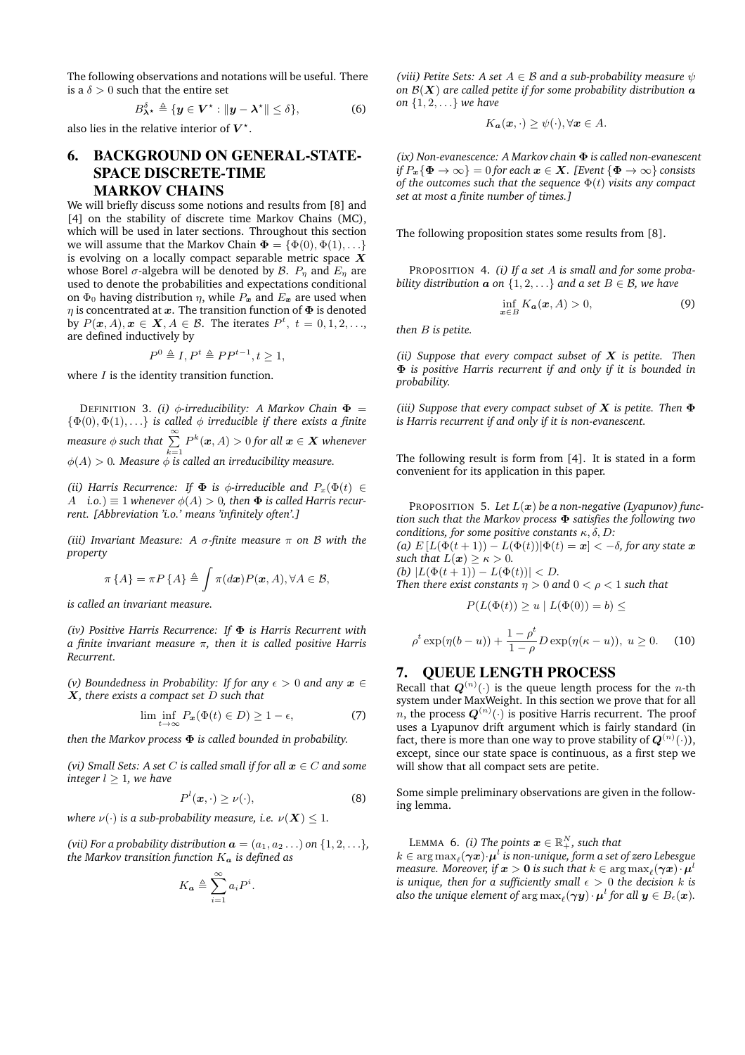The following observations and notations will be useful. There is a $\delta > 0$ such that the entire set

$$B^{\delta}_{\boldsymbol{\lambda}^\star} \triangleq \{\boldsymbol{y} \in \boldsymbol{V}^\star : \|\boldsymbol{y} - \boldsymbol{\lambda}^\star\| \leq \delta\}, \tag{6}$$

also lies in the relative interior of $\boldsymbol{V}^\star$.

# 6. BACKGROUND ON GENERAL-STATE-SPACE DISCRETE-TIME MARKOV CHAINS

We will briefly discuss some notions and results from [8] and [4] on the stability of discrete time Markov Chains (MC), which will be used in later sections. Throughout this section we will assume that the Markov Chain $\boldsymbol{\Phi} = \{\Phi(0), \Phi(1), \ldots\}$ is evolving on a locally compact separable metric space $\boldsymbol{X}$ whose Borel $\sigma$-algebra will be denoted by $\mathcal{B}$. $P_\eta$ and $E_\eta$ are used to denote the probabilities and expectations conditional on $\Phi_0$ having distribution $\eta$, while $P_{\boldsymbol{x}}$ and $E_{\boldsymbol{x}}$ are used when $\eta$ is concentrated at $\boldsymbol{x}$. The transition function of $\boldsymbol{\Phi}$ is denoted by $P(\boldsymbol{x}, A), \boldsymbol{x} \in \boldsymbol{X}, A \in \mathcal{B}$. The iterates $P^t,\ t = 0, 1, 2, \ldots$, are defined inductively by

$$P^0 \triangleq I, P^t \triangleq PP^{t-1}, t \geq 1,$$

where $I$ is the identity transition function.

DEFINITION 3. *(i) $\phi$-irreducibility: A Markov Chain $\boldsymbol{\Phi} = \{\Phi(0), \Phi(1), \ldots\}$ is called $\phi$ irreducible if there exists a finite measure $\phi$ such that $\sum_{k=1}^{\infty} P^k(\boldsymbol{x}, A) > 0$ for all $\boldsymbol{x} \in \boldsymbol{X}$ whenever $\phi(A) > 0$. Measure $\phi$ is called an irreducibility measure.*

*(ii) Harris Recurrence: If $\boldsymbol{\Phi}$ is $\phi$-irreducible and $P_x(\Phi(t) \in A \quad i.o.) \equiv 1$ whenever $\phi(A) > 0$, then $\boldsymbol{\Phi}$ is called Harris recurrent. [Abbreviation 'i.o.' means 'infinitely often'.]*

*(iii) Invariant Measure: A $\sigma$-finite measure $\pi$ on $\mathcal{B}$ with the property*

$$\pi\{A\} = \pi P\{A\} \triangleq \int \pi(d\boldsymbol{x}) P(\boldsymbol{x}, A), \forall A \in \mathcal{B},$$

*is called an invariant measure.*

*(iv) Positive Harris Recurrence: If $\boldsymbol{\Phi}$ is Harris Recurrent with a finite invariant measure $\pi$, then it is called positive Harris Recurrent.*

*(v) Boundedness in Probability: If for any $\epsilon > 0$ and any $\boldsymbol{x} \in \boldsymbol{X}$, there exists a compact set $D$ such that*

$$\liminf_{t \to \infty} P_{\boldsymbol{x}}(\Phi(t) \in D) \geq 1 - \epsilon, \tag{7}$$

*then the Markov process $\boldsymbol{\Phi}$ is called bounded in probability.*

*(vi) Small Sets: A set $C$ is called small if for all $\boldsymbol{x} \in C$ and some integer $l \geq 1$, we have*

$$P^l(\boldsymbol{x}, \cdot) \geq \nu(\cdot), \tag{8}$$

*where $\nu(\cdot)$ is a sub-probability measure, i.e. $\nu(\boldsymbol{X}) \leq 1$.*

*(vii) For a probability distribution $\boldsymbol{a} = (a_1, a_2 \ldots)$ on $\{1, 2, \ldots\}$, the Markov transition function $K_{\boldsymbol{a}}$ is defined as*

$$K_{\boldsymbol{a}} \triangleq \sum_{i=1}^{\infty} a_i P^i.$$

*(viii) Petite Sets: A set $A \in \mathcal{B}$ and a sub-probability measure $\psi$ on $\mathcal{B}(\boldsymbol{X})$ are called petite if for some probability distribution $\boldsymbol{a}$ on $\{1, 2, \ldots\}$ we have*

$$K_{\boldsymbol{a}}(\boldsymbol{x}, \cdot) \geq \psi(\cdot), \forall \boldsymbol{x} \in A.$$

*(ix) Non-evanescence: A Markov chain $\boldsymbol{\Phi}$ is called non-evanescent if $P_{\boldsymbol{x}}\{\boldsymbol{\Phi} \to \infty\} = 0$ for each $\boldsymbol{x} \in \boldsymbol{X}$. [Event $\{\boldsymbol{\Phi} \to \infty\}$ consists of the outcomes such that the sequence $\Phi(t)$ visits any compact set at most a finite number of times.]*

The following proposition states some results from [8].

PROPOSITION 4. *(i) If a set $A$ is small and for some probability distribution $\boldsymbol{a}$ on $\{1, 2, \ldots\}$ and a set $B \in \mathcal{B}$, we have*

$$\inf_{\boldsymbol{x} \in B} K_{\boldsymbol{a}}(\boldsymbol{x}, A) > 0, \tag{9}$$

*then $B$ is petite.*

*(ii) Suppose that every compact subset of $\boldsymbol{X}$ is petite. Then $\boldsymbol{\Phi}$ is positive Harris recurrent if and only if it is bounded in probability.*

*(iii) Suppose that every compact subset of $\boldsymbol{X}$ is petite. Then $\boldsymbol{\Phi}$ is Harris recurrent if and only if it is non-evanescent.*

The following result is form from [4]. It is stated in a form convenient for its application in this paper.

PROPOSITION 5. *Let $L(\boldsymbol{x})$ be a non-negative (Lyapunov) function such that the Markov process $\boldsymbol{\Phi}$ satisfies the following two conditions, for some positive constants $\kappa, \delta, D$:*
*(a) $E\left[L(\Phi(t+1)) - L(\Phi(t)) | \Phi(t) = \boldsymbol{x}\right] < -\delta$, for any state $\boldsymbol{x}$ such that $L(\boldsymbol{x}) \geq \kappa > 0$.*
*(b) $|L(\Phi(t+1)) - L(\Phi(t))| < D$.*
*Then there exist constants $\eta > 0$ and $0 < \rho < 1$ such that*

$$P(L(\Phi(t)) \geq u \mid L(\Phi(0)) = b) \leq$$

$$\rho^t \exp(\eta(b-u)) + \frac{1-\rho^t}{1-\rho} D \exp(\eta(\kappa - u)),\ u \geq 0. \tag{10}$$

# 7. QUEUE LENGTH PROCESS

Recall that $\boldsymbol{Q}^{(n)}(\cdot)$ is the queue length process for the $n$-th system under MaxWeight. In this section we prove that for all $n$, the process $\boldsymbol{Q}^{(n)}(\cdot)$ is positive Harris recurrent. The proof uses a Lyapunov drift argument which is fairly standard (in fact, there is more than one way to prove stability of $\boldsymbol{Q}^{(n)}(\cdot)$), except, since our state space is continuous, as a first step we will show that all compact sets are petite.

Some simple preliminary observations are given in the following lemma.

LEMMA 6. *(i) The points $\boldsymbol{x} \in \mathbb{R}^N_+$, such that $k \in \arg\max_\ell (\boldsymbol{\gamma}\boldsymbol{x}) \cdot \boldsymbol{\mu}^l$ is non-unique, form a set of zero Lebesgue measure. Moreover, if $\boldsymbol{x} > \boldsymbol{0}$ is such that $k \in \arg\max_\ell (\boldsymbol{\gamma}\boldsymbol{x}) \cdot \boldsymbol{\mu}^l$ is unique, then for a sufficiently small $\epsilon > 0$ the decision $k$ is also the unique element of $\arg\max_\ell (\boldsymbol{\gamma}\boldsymbol{y}) \cdot \boldsymbol{\mu}^l$ for all $\boldsymbol{y} \in B_\epsilon(\boldsymbol{x})$.*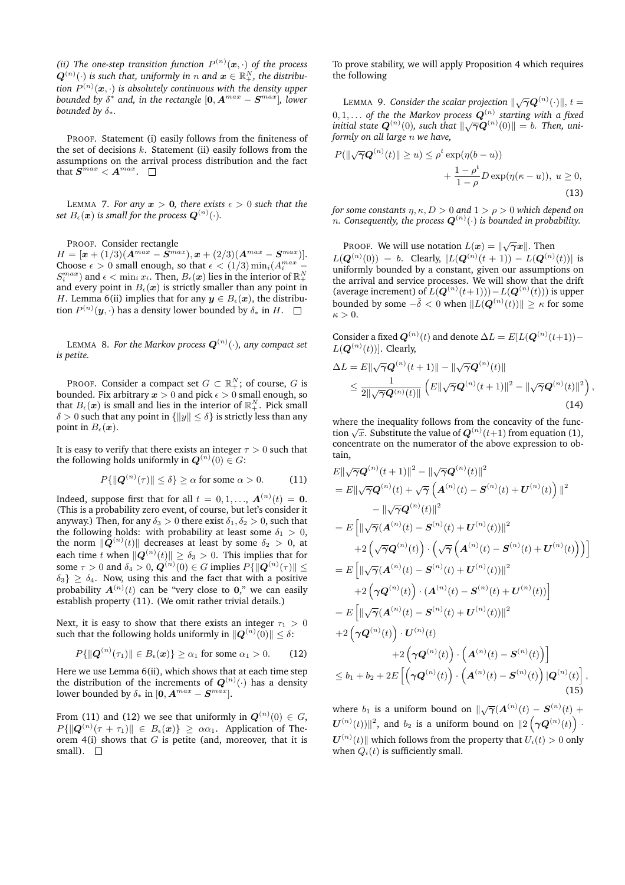*(ii) The one-step transition function $P^{(n)}(\boldsymbol{x},\cdot)$ of the process $\boldsymbol{Q}^{(n)}(\cdot)$ is such that, uniformly in $n$ and $\boldsymbol{x} \in \mathbb{R}_+^N$, the distribution $P^{(n)}(\boldsymbol{x},\cdot)$ is absolutely continuous with the density upper bounded by $\delta^*$ and, in the rectangle $[\boldsymbol{0}, \boldsymbol{A}^{max} - \boldsymbol{S}^{max}]$, lower bounded by $\delta_*$.*

PROOF. Statement (i) easily follows from the finiteness of the set of decisions $k$. Statement (ii) easily follows from the assumptions on the arrival process distribution and the fact that $\boldsymbol{S}^{max} < \boldsymbol{A}^{max}$. □

LEMMA 7. *For any $\boldsymbol{x} > \boldsymbol{0}$, there exists $\epsilon > 0$ such that the set $B_\epsilon(\boldsymbol{x})$ is small for the process $\boldsymbol{Q}^{(n)}(\cdot)$.*

PROOF. Consider rectangle $H = [\boldsymbol{x} + (1/3)(\boldsymbol{A}^{max} - \boldsymbol{S}^{max}), \boldsymbol{x} + (2/3)(\boldsymbol{A}^{max} - \boldsymbol{S}^{max})]$. Choose $\epsilon > 0$ small enough, so that $\epsilon < (1/3)\min_i(A_i^{max} - S_i^{max})$ and $\epsilon < \min_i x_i$. Then, $B_\epsilon(\boldsymbol{x})$ lies in the interior of $\mathbb{R}_+^N$ and every point in $B_\epsilon(\boldsymbol{x})$ is strictly smaller than any point in $H$. Lemma 6(ii) implies that for any $\boldsymbol{y} \in B_\epsilon(\boldsymbol{x})$, the distribution $P^{(n)}(\boldsymbol{y},\cdot)$ has a density lower bounded by $\delta_*$ in $H$. □

LEMMA 8. *For the Markov process $\boldsymbol{Q}^{(n)}(\cdot)$, any compact set is petite.*

PROOF. Consider a compact set $G \subset \mathbb{R}_+^N$; of course, $G$ is bounded. Fix arbitrary $\boldsymbol{x} > 0$ and pick $\epsilon > 0$ small enough, so that $B_\epsilon(\boldsymbol{x})$ is small and lies in the interior of $\mathbb{R}_+^N$. Pick small $\delta > 0$ such that any point in $\{\|y\| \le \delta\}$ is strictly less than any point in $B_\epsilon(\boldsymbol{x})$.

It is easy to verify that there exists an integer $\tau > 0$ such that the following holds uniformly in $\boldsymbol{Q}^{(n)}(0) \in G$:

$$P\{\|\boldsymbol{Q}^{(n)}(\tau)\| \le \delta\} \ge \alpha \text{ for some } \alpha > 0. \tag{11}$$

Indeed, suppose first that for all $t = 0, 1, \ldots$, $\boldsymbol{A}^{(n)}(t) = \boldsymbol{0}$. (This is a probability zero event, of course, but let's consider it anyway.) Then, for any $\delta_3 > 0$ there exist $\delta_1, \delta_2 > 0$, such that the following holds: with probability at least some $\delta_1 > 0$, the norm $\|\boldsymbol{Q}^{(n)}(t)\|$ decreases at least by some $\delta_2 > 0$, at each time $t$ when $\|\boldsymbol{Q}^{(n)}(t)\| \ge \delta_3 > 0$. This implies that for some $\tau > 0$ and $\delta_4 > 0$, $\boldsymbol{Q}^{(n)}(0) \in G$ implies $P\{\|\boldsymbol{Q}^{(n)}(\tau)\| \le \delta_3\} \ge \delta_4$. Now, using this and the fact that with a positive probability $\boldsymbol{A}^{(n)}(t)$ can be "very close to $\boldsymbol{0}$," we can easily establish property (11). (We omit rather trivial details.)

Next, it is easy to show that there exists an integer $\tau_1 > 0$ such that the following holds uniformly in $\|\boldsymbol{Q}^{(n)}(0)\| \le \delta$:

$$P\{\|\boldsymbol{Q}^{(n)}(\tau_1)\| \in B_\epsilon(\boldsymbol{x})\} \ge \alpha_1 \text{ for some } \alpha_1 > 0. \tag{12}$$

Here we use Lemma 6(ii), which shows that at each time step the distribution of the increments of $\boldsymbol{Q}^{(n)}(\cdot)$ has a density lower bounded by $\delta_*$ in $[\boldsymbol{0}, \boldsymbol{A}^{max} - \boldsymbol{S}^{max}]$.

From (11) and (12) we see that uniformly in $\boldsymbol{Q}^{(n)}(0) \in G$, $P\{\|\boldsymbol{Q}^{(n)}(\tau + \tau_1)\| \in B_\epsilon(\boldsymbol{x})\} \ge \alpha\alpha_1$. Application of Theorem 4(i) shows that $G$ is petite (and, moreover, that it is small). □

To prove stability, we will apply Proposition 4 which requires the following

LEMMA 9. *Consider the scalar projection $\|\sqrt{\boldsymbol{\gamma}}\boldsymbol{Q}^{(n)}(\cdot)\|$, $t = 0, 1, \ldots$ of the the Markov process $\boldsymbol{Q}^{(n)}$ starting with a fixed initial state $\boldsymbol{Q}^{(n)}(0)$, such that $\|\sqrt{\boldsymbol{\gamma}}\boldsymbol{Q}^{(n)}(0)\| = b$. Then, uniformly on all large $n$ we have,*

$$P(\|\sqrt{\boldsymbol{\gamma}}\boldsymbol{Q}^{(n)}(t)\| \ge u) \le \rho^t \exp(\eta(b-u)) + \frac{1-\rho^t}{1-\rho} D \exp(\eta(\kappa - u)),\ u \ge 0, \tag{13}$$

*for some constants $\eta, \kappa, D > 0$ and $1 > \rho > 0$ which depend on $n$. Consequently, the process $\boldsymbol{Q}^{(n)}(\cdot)$ is bounded in probability.*

PROOF. We will use notation $L(\boldsymbol{x}) = \|\sqrt{\boldsymbol{\gamma}}\boldsymbol{x}\|$. Then $L(\boldsymbol{Q}^{(n)}(0)) = b$. Clearly, $|L(\boldsymbol{Q}^{(n)}(t+1)) - L(\boldsymbol{Q}^{(n)}(t))|$ is uniformly bounded by a constant, given our assumptions on the arrival and service processes. We will show that the drift (average increment) of $L(\boldsymbol{Q}^{(n)}(t+1))) - L(\boldsymbol{Q}^{(n)}(t)))$ is upper bounded by some $-\tilde{\delta} < 0$ when $\|L(\boldsymbol{Q}^{(n)}(t))\| \ge \kappa$ for some $\kappa > 0$.

Consider a fixed $\boldsymbol{Q}^{(n)}(t)$ and denote $\Delta L = E[L(\boldsymbol{Q}^{(n)}(t+1)) - L(\boldsymbol{Q}^{(n)}(t))]$. Clearly,

$$\begin{aligned}\Delta L &= E\|\sqrt{\boldsymbol{\gamma}}\boldsymbol{Q}^{(n)}(t+1)\| - \|\sqrt{\boldsymbol{\gamma}}\boldsymbol{Q}^{(n)}(t)\| \\ &\le \frac{1}{2\|\sqrt{\boldsymbol{\gamma}}\boldsymbol{Q}^{(n)}(t)\|}\left(E\|\sqrt{\boldsymbol{\gamma}}\boldsymbol{Q}^{(n)}(t+1)\|^2 - \|\sqrt{\boldsymbol{\gamma}}\boldsymbol{Q}^{(n)}(t)\|^2\right),\end{aligned} \tag{14}$$

where the inequality follows from the concavity of the function $\sqrt{x}$. Substitute the value of $\boldsymbol{Q}^{(n)}(t+1)$ from equation (1), concentrate on the numerator of the above expression to obtain,

$$\begin{aligned}
&E\|\sqrt{\boldsymbol{\gamma}}\boldsymbol{Q}^{(n)}(t+1)\|^2 - \|\sqrt{\boldsymbol{\gamma}}\boldsymbol{Q}^{(n)}(t)\|^2 \\
&= E\|\sqrt{\boldsymbol{\gamma}}\boldsymbol{Q}^{(n)}(t) + \sqrt{\boldsymbol{\gamma}}\left(\boldsymbol{A}^{(n)}(t) - \boldsymbol{S}^{(n)}(t) + \boldsymbol{U}^{(n)}(t)\right)\|^2 \\
&\qquad - \|\sqrt{\boldsymbol{\gamma}}\boldsymbol{Q}^{(n)}(t)\|^2 \\
&= E\Big[\|\sqrt{\boldsymbol{\gamma}}(\boldsymbol{A}^{(n)}(t) - \boldsymbol{S}^{(n)}(t) + \boldsymbol{U}^{(n)}(t))\|^2 \\
&\qquad + 2\left(\sqrt{\boldsymbol{\gamma}}\boldsymbol{Q}^{(n)}(t)\right) \cdot \left(\sqrt{\boldsymbol{\gamma}}\left(\boldsymbol{A}^{(n)}(t) - \boldsymbol{S}^{(n)}(t) + \boldsymbol{U}^{(n)}(t)\right)\right)\Big] \\
&= E\Big[\|\sqrt{\boldsymbol{\gamma}}(\boldsymbol{A}^{(n)}(t) - \boldsymbol{S}^{(n)}(t) + \boldsymbol{U}^{(n)}(t))\|^2 \\
&\qquad + 2\left(\boldsymbol{\gamma}\boldsymbol{Q}^{(n)}(t)\right) \cdot (\boldsymbol{A}^{(n)}(t) - \boldsymbol{S}^{(n)}(t) + \boldsymbol{U}^{(n)}(t))\Big] \\
&= E\Big[\|\sqrt{\boldsymbol{\gamma}}(\boldsymbol{A}^{(n)}(t) - \boldsymbol{S}^{(n)}(t) + \boldsymbol{U}^{(n)}(t))\|^2 \\
&\quad + 2\left(\boldsymbol{\gamma}\boldsymbol{Q}^{(n)}(t)\right) \cdot \boldsymbol{U}^{(n)}(t) \\
&\qquad + 2\left(\boldsymbol{\gamma}\boldsymbol{Q}^{(n)}(t)\right) \cdot \left(\boldsymbol{A}^{(n)}(t) - \boldsymbol{S}^{(n)}(t)\right)\Big] \\
&\le b_1 + b_2 + 2E\left[\left(\boldsymbol{\gamma}\boldsymbol{Q}^{(n)}(t)\right) \cdot \left(\boldsymbol{A}^{(n)}(t) - \boldsymbol{S}^{(n)}(t)\right) | \boldsymbol{Q}^{(n)}(t)\right],
\end{aligned} \tag{15}$$

where $b_1$ is a uniform bound on $\|\sqrt{\boldsymbol{\gamma}}(\boldsymbol{A}^{(n)}(t) - \boldsymbol{S}^{(n)}(t) + \boldsymbol{U}^{(n)}(t))\|^2$, and $b_2$ is a uniform bound on $\|2\left(\boldsymbol{\gamma}\boldsymbol{Q}^{(n)}(t)\right) \cdot \boldsymbol{U}^{(n)}(t)\|$ which follows from the property that $U_i(t) > 0$ only when $Q_i(t)$ is sufficiently small.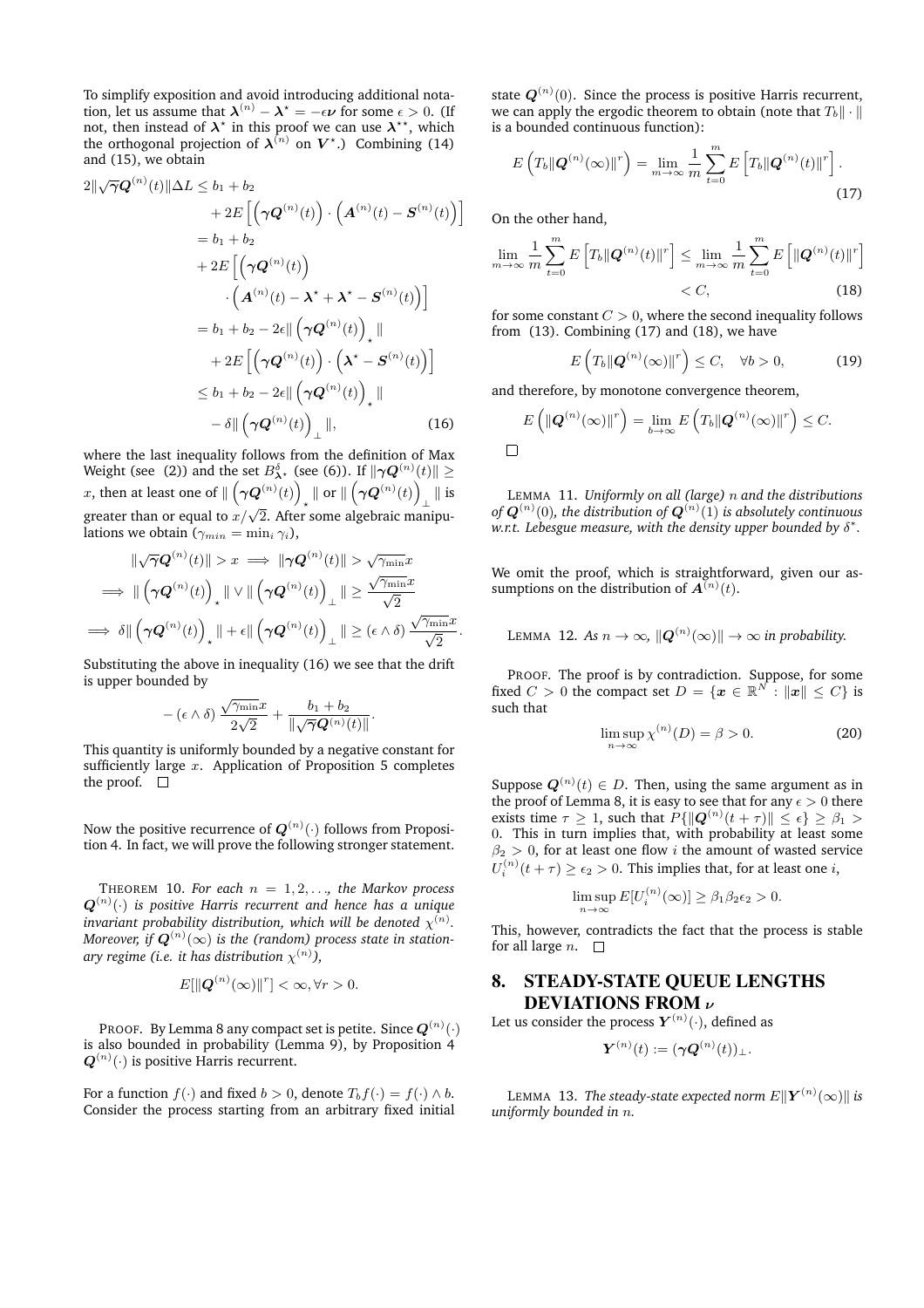To simplify exposition and avoid introducing additional notation, let us assume that $\boldsymbol{\lambda}^{(n)} - \boldsymbol{\lambda}^\star = -\epsilon\boldsymbol{\nu}$ for some $\epsilon > 0$. (If not, then instead of $\boldsymbol{\lambda}^\star$ in this proof we can use $\boldsymbol{\lambda}^{\star\star}$, which the orthogonal projection of $\boldsymbol{\lambda}^{(n)}$ on $\boldsymbol{V}^\star$.) Combining (14) and (15), we obtain

$$
\begin{aligned}
2\|\sqrt{\boldsymbol{\gamma}}\boldsymbol{Q}^{(n)}(t)\|\Delta L &\le b_1 + b_2 \\
&\quad + 2E\left[\left(\boldsymbol{\gamma}\boldsymbol{Q}^{(n)}(t)\right)\cdot\left(\boldsymbol{A}^{(n)}(t) - \boldsymbol{S}^{(n)}(t)\right)\right] \\
&= b_1 + b_2 \\
&\quad + 2E\Big[\left(\boldsymbol{\gamma}\boldsymbol{Q}^{(n)}(t)\right) \\
&\qquad \cdot\left(\boldsymbol{A}^{(n)}(t) - \boldsymbol{\lambda}^\star + \boldsymbol{\lambda}^\star - \boldsymbol{S}^{(n)}(t)\right)\Big] \\
&= b_1 + b_2 - 2\epsilon\|\left(\boldsymbol{\gamma}\boldsymbol{Q}^{(n)}(t)\right)_\star\| \\
&\quad + 2E\left[\left(\boldsymbol{\gamma}\boldsymbol{Q}^{(n)}(t)\right)\cdot\left(\boldsymbol{\lambda}^\star - \boldsymbol{S}^{(n)}(t)\right)\right] \\
&\le b_1 + b_2 - 2\epsilon\|\left(\boldsymbol{\gamma}\boldsymbol{Q}^{(n)}(t)\right)_\star\| \\
&\quad - \delta\|\left(\boldsymbol{\gamma}\boldsymbol{Q}^{(n)}(t)\right)_\perp\|, \qquad (16)
\end{aligned}
$$

where the last inequality follows from the definition of Max Weight (see (2)) and the set $B^\delta_{\boldsymbol{\lambda}^\star}$ (see (6)). If $\|\boldsymbol{\gamma}\boldsymbol{Q}^{(n)}(t)\| \ge x$, then at least one of $\|\left(\boldsymbol{\gamma}\boldsymbol{Q}^{(n)}(t)\right)_\star\|$ or $\|\left(\boldsymbol{\gamma}\boldsymbol{Q}^{(n)}(t)\right)_\perp\|$ is greater than or equal to $x/\sqrt{2}$. After some algebraic manipulations we obtain ($\gamma_{min} = \min_i \gamma_i$),

$$
\begin{aligned}
&\|\sqrt{\boldsymbol{\gamma}}\boldsymbol{Q}^{(n)}(t)\| > x \implies \|\boldsymbol{\gamma}\boldsymbol{Q}^{(n)}(t)\| > \sqrt{\gamma_{\min}}x \\
&\implies \|\left(\boldsymbol{\gamma}\boldsymbol{Q}^{(n)}(t)\right)_\star\| \vee \|\left(\boldsymbol{\gamma}\boldsymbol{Q}^{(n)}(t)\right)_\perp\| \ge \frac{\sqrt{\gamma_{\min}}x}{\sqrt{2}} \\
&\implies \delta\|\left(\boldsymbol{\gamma}\boldsymbol{Q}^{(n)}(t)\right)_\star\| + \epsilon\|\left(\boldsymbol{\gamma}\boldsymbol{Q}^{(n)}(t)\right)_\perp\| \ge (\epsilon \wedge \delta)\frac{\sqrt{\gamma_{\min}}x}{\sqrt{2}}.
\end{aligned}
$$

Substituting the above in inequality (16) we see that the drift is upper bounded by

$$
-(\epsilon \wedge \delta)\frac{\sqrt{\gamma_{\min}}x}{2\sqrt{2}} + \frac{b_1 + b_2}{\|\sqrt{\boldsymbol{\gamma}}\boldsymbol{Q}^{(n)}(t)\|}.
$$

This quantity is uniformly bounded by a negative constant for sufficiently large $x$. Application of Proposition 5 completes the proof. $\square$

Now the positive recurrence of $\boldsymbol{Q}^{(n)}(\cdot)$ follows from Proposition 4. In fact, we will prove the following stronger statement.

THEOREM 10. *For each $n = 1, 2, \ldots$, the Markov process $\boldsymbol{Q}^{(n)}(\cdot)$ is positive Harris recurrent and hence has a unique invariant probability distribution, which will be denoted $\chi^{(n)}$. Moreover, if $\boldsymbol{Q}^{(n)}(\infty)$ is the (random) process state in stationary regime (i.e. it has distribution $\chi^{(n)}$),*

$$
E[\|\boldsymbol{Q}^{(n)}(\infty)\|^r] < \infty, \forall r > 0.
$$

PROOF. By Lemma 8 any compact set is petite. Since $\boldsymbol{Q}^{(n)}(\cdot)$ is also bounded in probability (Lemma 9), by Proposition 4 $\boldsymbol{Q}^{(n)}(\cdot)$ is positive Harris recurrent.

For a function $f(\cdot)$ and fixed $b > 0$, denote $T_b f(\cdot) = f(\cdot) \wedge b$. Consider the process starting from an arbitrary fixed initial state $\boldsymbol{Q}^{(n)}(0)$. Since the process is positive Harris recurrent, we can apply the ergodic theorem to obtain (note that $T_b\|\cdot\|$ is a bounded continuous function):

$$
E\left(T_b\|\boldsymbol{Q}^{(n)}(\infty)\|^r\right) = \lim_{m\to\infty}\frac{1}{m}\sum_{t=0}^{m}E\left[T_b\|\boldsymbol{Q}^{(n)}(t)\|^r\right]. \qquad (17)
$$

On the other hand,

$$
\begin{aligned}
\lim_{m\to\infty}\frac{1}{m}\sum_{t=0}^{m}E\left[T_b\|\boldsymbol{Q}^{(n)}(t)\|^r\right] &\le \lim_{m\to\infty}\frac{1}{m}\sum_{t=0}^{m}E\left[\|\boldsymbol{Q}^{(n)}(t)\|^r\right] \\
&< C, \qquad (18)
\end{aligned}
$$

for some constant $C > 0$, where the second inequality follows from (13). Combining (17) and (18), we have

$$
E\left(T_b\|\boldsymbol{Q}^{(n)}(\infty)\|^r\right) \le C, \quad \forall b > 0, \qquad (19)
$$

and therefore, by monotone convergence theorem,

$$
E\left(\|\boldsymbol{Q}^{(n)}(\infty)\|^r\right) = \lim_{b\to\infty}E\left(T_b\|\boldsymbol{Q}^{(n)}(\infty)\|^r\right) \le C.
$$

$\square$

LEMMA 11. *Uniformly on all (large) $n$ and the distributions of $\boldsymbol{Q}^{(n)}(0)$, the distribution of $\boldsymbol{Q}^{(n)}(1)$ is absolutely continuous w.r.t. Lebesgue measure, with the density upper bounded by $\delta^*$.*

We omit the proof, which is straightforward, given our assumptions on the distribution of $\boldsymbol{A}^{(n)}(t)$.

LEMMA 12. *As $n \to \infty$, $\|\boldsymbol{Q}^{(n)}(\infty)\| \to \infty$ in probability.*

PROOF. The proof is by contradiction. Suppose, for some fixed $C > 0$ the compact set $D = \{\boldsymbol{x} \in \mathbb{R}^N : \|\boldsymbol{x}\| \le C\}$ is such that

$$
\limsup_{n\to\infty}\chi^{(n)}(D) = \beta > 0. \qquad (20)
$$

Suppose $\boldsymbol{Q}^{(n)}(t) \in D$. Then, using the same argument as in the proof of Lemma 8, it is easy to see that for any $\epsilon > 0$ there exists time $\tau \ge 1$, such that $P\{\|\boldsymbol{Q}^{(n)}(t+\tau)\| \le \epsilon\} \ge \beta_1 > 0$. This in turn implies that, with probability at least some $\beta_2 > 0$, for at least one flow $i$ the amount of wasted service $U_i^{(n)}(t+\tau) \ge \epsilon_2 > 0$. This implies that, for at least one $i$,

$$
\limsup_{n\to\infty}E[U_i^{(n)}(\infty)] \ge \beta_1\beta_2\epsilon_2 > 0.
$$

This, however, contradicts the fact that the process is stable for all large $n$. $\square$

## 8. STEADY-STATE QUEUE LENGTHS DEVIATIONS FROM $\boldsymbol{\nu}$

Let us consider the process $\boldsymbol{Y}^{(n)}(\cdot)$, defined as

$$
\boldsymbol{Y}^{(n)}(t) := (\boldsymbol{\gamma}\boldsymbol{Q}^{(n)}(t))_\perp.
$$

LEMMA 13. *The steady-state expected norm $E\|\boldsymbol{Y}^{(n)}(\infty)\|$ is uniformly bounded in $n$.*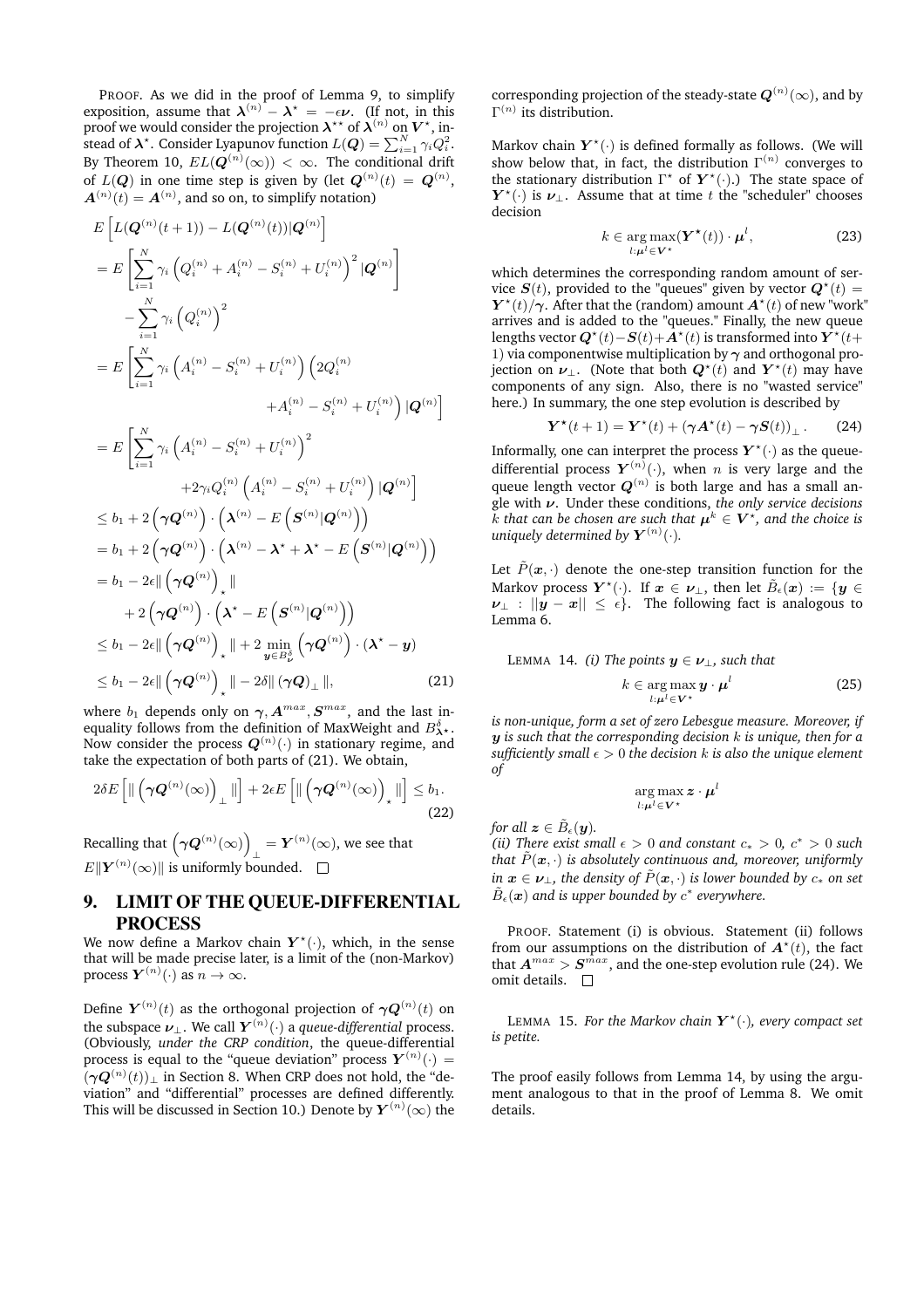PROOF. As we did in the proof of Lemma 9, to simplify exposition, assume that $\boldsymbol{\lambda}^{(n)} - \boldsymbol{\lambda}^\star = -\epsilon\boldsymbol{\nu}$. (If not, in this proof we would consider the projection $\boldsymbol{\lambda}^{\star\star}$ of $\boldsymbol{\lambda}^{(n)}$ on $\boldsymbol{V}^\star$, instead of $\boldsymbol{\lambda}^\star$. Consider Lyapunov function $L(\boldsymbol{Q}) = \sum_{i=1}^N \gamma_i Q_i^2$. By Theorem 10, $EL(\boldsymbol{Q}^{(n)}(\infty)) < \infty$. The conditional drift of $L(\boldsymbol{Q})$ in one time step is given by (let $\boldsymbol{Q}^{(n)}(t) = \boldsymbol{Q}^{(n)}$, $\boldsymbol{A}^{(n)}(t) = \boldsymbol{A}^{(n)}$, and so on, to simplify notation)

$$
\begin{aligned}
& E\left[L(\boldsymbol{Q}^{(n)}(t+1)) - L(\boldsymbol{Q}^{(n)}(t)) | \boldsymbol{Q}^{(n)}\right] \\
&= E\left[\sum_{i=1}^N \gamma_i \left(Q_i^{(n)} + A_i^{(n)} - S_i^{(n)} + U_i^{(n)}\right)^2 | \boldsymbol{Q}^{(n)}\right] \\
&\quad - \sum_{i=1}^N \gamma_i \left(Q_i^{(n)}\right)^2 \\
&= E\left[\sum_{i=1}^N \gamma_i \left(A_i^{(n)} - S_i^{(n)} + U_i^{(n)}\right)\left(2Q_i^{(n)} \right.\right. \\
&\qquad\qquad \left.\left. + A_i^{(n)} - S_i^{(n)} + U_i^{(n)}\right) | \boldsymbol{Q}^{(n)}\right] \\
&= E\left[\sum_{i=1}^N \gamma_i \left(A_i^{(n)} - S_i^{(n)} + U_i^{(n)}\right)^2 \right. \\
&\qquad\qquad \left. + 2\gamma_i Q_i^{(n)} \left(A_i^{(n)} - S_i^{(n)} + U_i^{(n)}\right) | \boldsymbol{Q}^{(n)}\right] \\
&\le b_1 + 2\left(\boldsymbol{\gamma}\boldsymbol{Q}^{(n)}\right) \cdot \left(\boldsymbol{\lambda}^{(n)} - E\left(\boldsymbol{S}^{(n)} | \boldsymbol{Q}^{(n)}\right)\right) \\
&= b_1 + 2\left(\boldsymbol{\gamma}\boldsymbol{Q}^{(n)}\right) \cdot \left(\boldsymbol{\lambda}^{(n)} - \boldsymbol{\lambda}^\star + \boldsymbol{\lambda}^\star - E\left(\boldsymbol{S}^{(n)} | \boldsymbol{Q}^{(n)}\right)\right) \\
&= b_1 - 2\epsilon \| \left(\boldsymbol{\gamma}\boldsymbol{Q}^{(n)}\right)_\star \| \\
&\quad + 2\left(\boldsymbol{\gamma}\boldsymbol{Q}^{(n)}\right) \cdot \left(\boldsymbol{\lambda}^\star - E\left(\boldsymbol{S}^{(n)} | \boldsymbol{Q}^{(n)}\right)\right) \\
&\le b_1 - 2\epsilon \| \left(\boldsymbol{\gamma}\boldsymbol{Q}^{(n)}\right)_\star \| + 2 \min_{\boldsymbol{y} \in B_{\boldsymbol{\nu}}^\delta} \left(\boldsymbol{\gamma}\boldsymbol{Q}^{(n)}\right) \cdot (\boldsymbol{\lambda}^\star - \boldsymbol{y}) \\
&\le b_1 - 2\epsilon \| \left(\boldsymbol{\gamma}\boldsymbol{Q}^{(n)}\right)_\star \| - 2\delta \| (\boldsymbol{\gamma}\boldsymbol{Q})_\perp \|,
\end{aligned} \tag{21}
$$

where $b_1$ depends only on $\boldsymbol{\gamma}, \boldsymbol{A}^{max}, \boldsymbol{S}^{max}$, and the last inequality follows from the definition of MaxWeight and $B_{\boldsymbol{\lambda}^\star}^\delta$. Now consider the process $\boldsymbol{Q}^{(n)}(\cdot)$ in stationary regime, and take the expectation of both parts of (21). We obtain,

$$
2\delta E\left[\| \left(\boldsymbol{\gamma}\boldsymbol{Q}^{(n)}(\infty)\right)_\perp \|\right] + 2\epsilon E\left[\| \left(\boldsymbol{\gamma}\boldsymbol{Q}^{(n)}(\infty)\right)_\star \|\right] \le b_1. \tag{22}
$$

Recalling that $\left(\boldsymbol{\gamma}\boldsymbol{Q}^{(n)}(\infty)\right)_\perp = \boldsymbol{Y}^{(n)}(\infty)$, we see that $E\|\boldsymbol{Y}^{(n)}(\infty)\|$ is uniformly bounded. $\square$

## 9. LIMIT OF THE QUEUE-DIFFERENTIAL PROCESS

We now define a Markov chain $\boldsymbol{Y}^\star(\cdot)$, which, in the sense that will be made precise later, is a limit of the (non-Markov) process $\boldsymbol{Y}^{(n)}(\cdot)$ as $n \to \infty$.

Define $\boldsymbol{Y}^{(n)}(t)$ as the orthogonal projection of $\boldsymbol{\gamma}\boldsymbol{Q}^{(n)}(t)$ on the subspace $\boldsymbol{\nu}_\perp$. We call $\boldsymbol{Y}^{(n)}(\cdot)$ a *queue-differential* process. (Obviously, *under the CRP condition*, the queue-differential process is equal to the "queue deviation" process $\boldsymbol{Y}^{(n)}(\cdot) = (\boldsymbol{\gamma}\boldsymbol{Q}^{(n)}(t))_\perp$ in Section 8. When CRP does not hold, the "deviation" and "differential" processes are defined differently. This will be discussed in Section 10.) Denote by $\boldsymbol{Y}^{(n)}(\infty)$ the corresponding projection of the steady-state $\boldsymbol{Q}^{(n)}(\infty)$, and by $\Gamma^{(n)}$ its distribution.

Markov chain $\boldsymbol{Y}^\star(\cdot)$ is defined formally as follows. (We will show below that, in fact, the distribution $\Gamma^{(n)}$ converges to the stationary distribution $\Gamma^\star$ of $\boldsymbol{Y}^\star(\cdot)$.) The state space of $\boldsymbol{Y}^\star(\cdot)$ is $\boldsymbol{\nu}_\perp$. Assume that at time $t$ the "scheduler" chooses decision

$$
k \in \arg\max_{l:\boldsymbol{\mu}^l \in \boldsymbol{V}^\star} (\boldsymbol{Y}^\star(t)) \cdot \boldsymbol{\mu}^l, \tag{23}
$$

which determines the corresponding random amount of service $\boldsymbol{S}(t)$, provided to the "queues" given by vector $\boldsymbol{Q}^\star(t) = \boldsymbol{Y}^\star(t)/\boldsymbol{\gamma}$. After that the (random) amount $\boldsymbol{A}^\star(t)$ of new "work" arrives and is added to the "queues." Finally, the new queue lengths vector $\boldsymbol{Q}^\star(t) - \boldsymbol{S}(t) + \boldsymbol{A}^\star(t)$ is transformed into $\boldsymbol{Y}^\star(t+1)$ via componentwise multiplication by $\boldsymbol{\gamma}$ and orthogonal projection on $\boldsymbol{\nu}_\perp$. (Note that both $\boldsymbol{Q}^\star(t)$ and $\boldsymbol{Y}^\star(t)$ may have components of any sign. Also, there is no "wasted service" here.) In summary, the one step evolution is described by

$$
\boldsymbol{Y}^\star(t+1) = \boldsymbol{Y}^\star(t) + (\boldsymbol{\gamma}\boldsymbol{A}^\star(t) - \boldsymbol{\gamma}\boldsymbol{S}(t))_\perp. \tag{24}
$$

Informally, one can interpret the process $\boldsymbol{Y}^\star(\cdot)$ as the queue-differential process $\boldsymbol{Y}^{(n)}(\cdot)$, when $n$ is very large and the queue length vector $\boldsymbol{Q}^{(n)}$ is both large and has a small angle with $\boldsymbol{\nu}$. Under these conditions, *the only service decisions $k$ that can be chosen are such that $\boldsymbol{\mu}^k \in \boldsymbol{V}^\star$, and the choice is uniquely determined by $\boldsymbol{Y}^{(n)}(\cdot)$.*

Let $\tilde{P}(\boldsymbol{x}, \cdot)$ denote the one-step transition function for the Markov process $\boldsymbol{Y}^\star(\cdot)$. If $\boldsymbol{x} \in \boldsymbol{\nu}_\perp$, then let $\tilde{B}_\epsilon(\boldsymbol{x}) := \{\boldsymbol{y} \in \boldsymbol{\nu}_\perp : ||\boldsymbol{y} - \boldsymbol{x}|| \le \epsilon\}$. The following fact is analogous to Lemma 6.

LEMMA 14. *(i) The points $\boldsymbol{y} \in \boldsymbol{\nu}_\perp$, such that*

$$
k \in \arg\max_{l:\boldsymbol{\mu}^l \in \boldsymbol{V}^\star} \boldsymbol{y} \cdot \boldsymbol{\mu}^l \tag{25}
$$

*is non-unique, form a set of zero Lebesgue measure. Moreover, if $\boldsymbol{y}$ is such that the corresponding decision $k$ is unique, then for a sufficiently small $\epsilon > 0$ the decision $k$ is also the unique element of*

$$
\arg\max_{l:\boldsymbol{\mu}^l \in \boldsymbol{V}^\star} \boldsymbol{z} \cdot \boldsymbol{\mu}^l
$$

*for all $\boldsymbol{z} \in \tilde{B}_\epsilon(\boldsymbol{y})$.*
*(ii) There exist small $\epsilon > 0$ and constant $c_* > 0$, $c^* > 0$ such that $\tilde{P}(\boldsymbol{x}, \cdot)$ is absolutely continuous and, moreover, uniformly in $\boldsymbol{x} \in \boldsymbol{\nu}_\perp$, the density of $\tilde{P}(\boldsymbol{x}, \cdot)$ is lower bounded by $c_*$ on set $\tilde{B}_\epsilon(\boldsymbol{x})$ and is upper bounded by $c^*$ everywhere.*

PROOF. Statement (i) is obvious. Statement (ii) follows from our assumptions on the distribution of $\boldsymbol{A}^\star(t)$, the fact that $\boldsymbol{A}^{max} > \boldsymbol{S}^{max}$, and the one-step evolution rule (24). We omit details. $\square$

LEMMA 15. *For the Markov chain $\boldsymbol{Y}^\star(\cdot)$, every compact set is petite.*

The proof easily follows from Lemma 14, by using the argument analogous to that in the proof of Lemma 8. We omit details.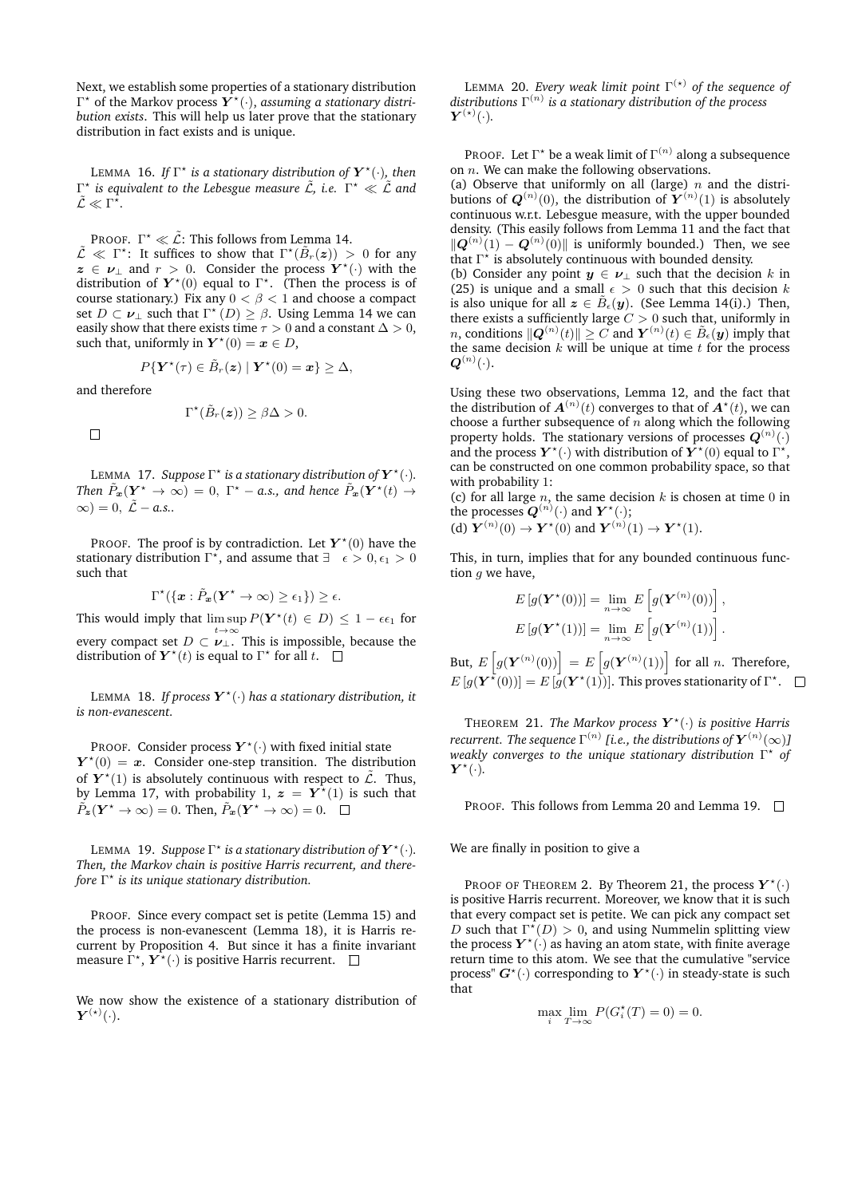Next, we establish some properties of a stationary distribution $\Gamma^\star$ of the Markov process $\boldsymbol{Y}^\star(\cdot)$, *assuming a stationary distribution exists*. This will help us later prove that the stationary distribution in fact exists and is unique.

LEMMA 16. *If $\Gamma^\star$ is a stationary distribution of $\boldsymbol{Y}^\star(\cdot)$, then $\Gamma^\star$ is equivalent to the Lebesgue measure $\tilde{\mathcal{L}}$, i.e. $\Gamma^\star \ll \tilde{\mathcal{L}}$ and $\tilde{\mathcal{L}} \ll \Gamma^\star$.*

PROOF. $\Gamma^\star \ll \tilde{\mathcal{L}}$: This follows from Lemma 14.
$\tilde{\mathcal{L}} \ll \Gamma^\star$: It suffices to show that $\Gamma^\star(\tilde{B}_r(\boldsymbol{z})) > 0$ for any $\boldsymbol{z} \in \boldsymbol{\nu}_\perp$ and $r > 0$. Consider the process $\boldsymbol{Y}^\star(\cdot)$ with the distribution of $\boldsymbol{Y}^\star(0)$ equal to $\Gamma^\star$. (Then the process is of course stationary.) Fix any $0 < \beta < 1$ and choose a compact set $D \subset \boldsymbol{\nu}_\perp$ such that $\Gamma^\star(D) \geq \beta$. Using Lemma 14 we can easily show that there exists time $\tau > 0$ and a constant $\Delta > 0$, such that, uniformly in $\boldsymbol{Y}^\star(0) = \boldsymbol{x} \in D$,

$$P\{\boldsymbol{Y}^\star(\tau) \in \tilde{B}_r(\boldsymbol{z}) \mid \boldsymbol{Y}^\star(0) = \boldsymbol{x}\} \geq \Delta,$$

and therefore

$$\Gamma^\star(\tilde{B}_r(\boldsymbol{z})) \geq \beta\Delta > 0.$$

□

LEMMA 17. *Suppose $\Gamma^\star$ is a stationary distribution of $\boldsymbol{Y}^\star(\cdot)$. Then $\tilde{P}_{\boldsymbol{x}}(\boldsymbol{Y}^\star \to \infty) = 0$, $\Gamma^\star$ – a.s., and hence $\tilde{P}_{\boldsymbol{x}}(\boldsymbol{Y}^\star(t) \to \infty) = 0$, $\tilde{\mathcal{L}}$ – a.s..*

PROOF. The proof is by contradiction. Let $\boldsymbol{Y}^\star(0)$ have the stationary distribution $\Gamma^\star$, and assume that $\exists \quad \epsilon > 0, \epsilon_1 > 0$ such that

$$\Gamma^\star(\{\boldsymbol{x} : \tilde{P}_{\boldsymbol{x}}(\boldsymbol{Y}^\star \to \infty) \geq \epsilon_1\}) \geq \epsilon.$$

This would imply that $\limsup_{t\to\infty} P(\boldsymbol{Y}^\star(t) \in D) \leq 1 - \epsilon\epsilon_1$ for every compact set $D \subset \boldsymbol{\nu}_\perp$. This is impossible, because the distribution of $\boldsymbol{Y}^\star(t)$ is equal to $\Gamma^\star$ for all $t$. □

LEMMA 18. *If process $\boldsymbol{Y}^\star(\cdot)$ has a stationary distribution, it is non-evanescent.*

PROOF. Consider process $\boldsymbol{Y}^\star(\cdot)$ with fixed initial state $\boldsymbol{Y}^\star(0) = \boldsymbol{x}$. Consider one-step transition. The distribution of $\boldsymbol{Y}^\star(1)$ is absolutely continuous with respect to $\tilde{\mathcal{L}}$. Thus, by Lemma 17, with probability 1, $\boldsymbol{z} = \boldsymbol{Y}^\star(1)$ is such that $\tilde{P}_{\boldsymbol{z}}(\boldsymbol{Y}^\star \to \infty) = 0$. Then, $\tilde{P}_{\boldsymbol{x}}(\boldsymbol{Y}^\star \to \infty) = 0$. □

LEMMA 19. *Suppose $\Gamma^\star$ is a stationary distribution of $\boldsymbol{Y}^\star(\cdot)$. Then, the Markov chain is positive Harris recurrent, and therefore $\Gamma^\star$ is its unique stationary distribution.*

PROOF. Since every compact set is petite (Lemma 15) and the process is non-evanescent (Lemma 18), it is Harris recurrent by Proposition 4. But since it has a finite invariant measure $\Gamma^\star$, $\boldsymbol{Y}^\star(\cdot)$ is positive Harris recurrent. □

We now show the existence of a stationary distribution of $\boldsymbol{Y}^{(\star)}(\cdot)$.

LEMMA 20. *Every weak limit point $\Gamma^{(\star)}$ of the sequence of distributions $\Gamma^{(n)}$ is a stationary distribution of the process $\boldsymbol{Y}^{(\star)}(\cdot)$.*

PROOF. Let $\Gamma^\star$ be a weak limit of $\Gamma^{(n)}$ along a subsequence on $n$. We can make the following observations.
(a) Observe that uniformly on all (large) $n$ and the distributions of $\boldsymbol{Q}^{(n)}(0)$, the distribution of $\boldsymbol{Y}^{(n)}(1)$ is absolutely continuous w.r.t. Lebesgue measure, with the upper bounded density. (This easily follows from Lemma 11 and the fact that $\|\boldsymbol{Q}^{(n)}(1) - \boldsymbol{Q}^{(n)}(0)\|$ is uniformly bounded.) Then, we see that $\Gamma^\star$ is absolutely continuous with bounded density.
(b) Consider any point $\boldsymbol{y} \in \boldsymbol{\nu}_\perp$ such that the decision $k$ in (25) is unique and a small $\epsilon > 0$ such that this decision $k$ is also unique for all $\boldsymbol{z} \in \tilde{B}_\epsilon(\boldsymbol{y})$. (See Lemma 14(i).) Then, there exists a sufficiently large $C > 0$ such that, uniformly in $n$, conditions $\|\boldsymbol{Q}^{(n)}(t)\| \geq C$ and $\boldsymbol{Y}^{(n)}(t) \in \tilde{B}_\epsilon(\boldsymbol{y})$ imply that the same decision $k$ will be unique at time $t$ for the process $\boldsymbol{Q}^{(n)}(\cdot)$.

Using these two observations, Lemma 12, and the fact that the distribution of $\boldsymbol{A}^{(n)}(t)$ converges to that of $\boldsymbol{A}^\star(t)$, we can choose a further subsequence of $n$ along which the following property holds. The stationary versions of processes $\boldsymbol{Q}^{(n)}(\cdot)$ and the process $\boldsymbol{Y}^\star(\cdot)$ with distribution of $\boldsymbol{Y}^\star(0)$ equal to $\Gamma^\star$, can be constructed on one common probability space, so that with probability 1:
(c) for all large $n$, the same decision $k$ is chosen at time 0 in the processes $\boldsymbol{Q}^{(n)}(\cdot)$ and $\boldsymbol{Y}^\star(\cdot)$;
(d) $\boldsymbol{Y}^{(n)}(0) \to \boldsymbol{Y}^\star(0)$ and $\boldsymbol{Y}^{(n)}(1) \to \boldsymbol{Y}^\star(1)$.

This, in turn, implies that for any bounded continuous function $g$ we have,

$$E\left[g(\boldsymbol{Y}^\star(0))\right] = \lim_{n\to\infty} E\left[g(\boldsymbol{Y}^{(n)}(0))\right],$$
$$E\left[g(\boldsymbol{Y}^\star(1))\right] = \lim_{n\to\infty} E\left[g(\boldsymbol{Y}^{(n)}(1))\right].$$

But, $E\left[g(\boldsymbol{Y}^{(n)}(0))\right] = E\left[g(\boldsymbol{Y}^{(n)}(1))\right]$ for all $n$. Therefore, $E\left[g(\boldsymbol{Y}^\star(0))\right] = E\left[g(\boldsymbol{Y}^\star(1))\right]$. This proves stationarity of $\Gamma^\star$. □

THEOREM 21. *The Markov process $\boldsymbol{Y}^\star(\cdot)$ is positive Harris recurrent. The sequence $\Gamma^{(n)}$ [i.e., the distributions of $\boldsymbol{Y}^{(n)}(\infty)$] weakly converges to the unique stationary distribution $\Gamma^\star$ of $\boldsymbol{Y}^\star(\cdot)$.*

PROOF. This follows from Lemma 20 and Lemma 19. □

We are finally in position to give a

PROOF OF THEOREM 2. By Theorem 21, the process $\boldsymbol{Y}^\star(\cdot)$ is positive Harris recurrent. Moreover, we know that it is such that every compact set is petite. We can pick any compact set $D$ such that $\Gamma^\star(D) > 0$, and using Nummelin splitting view the process $\boldsymbol{Y}^\star(\cdot)$ as having an atom state, with finite average return time to this atom. We see that the cumulative "service process" $\boldsymbol{G}^\star(\cdot)$ corresponding to $\boldsymbol{Y}^\star(\cdot)$ in steady-state is such that

$$\max_i \lim_{T\to\infty} P(G_i^\star(T) = 0) = 0.$$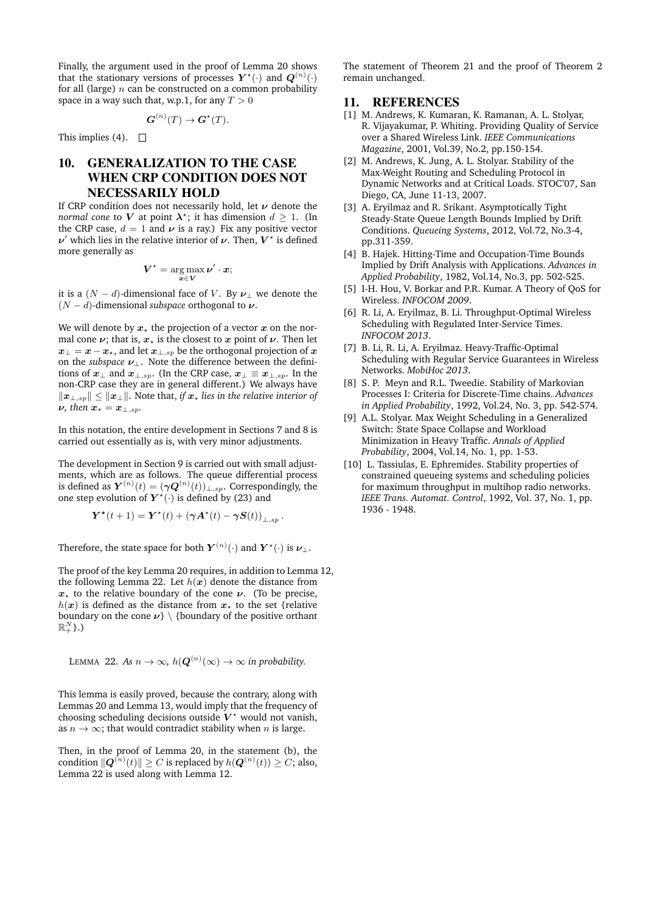Finally, the argument used in the proof of Lemma 20 shows that the stationary versions of processes $\boldsymbol{Y}^{\star}(\cdot)$ and $\boldsymbol{Q}^{(n)}(\cdot)$ for all (large) $n$ can be constructed on a common probability space in a way such that, w.p.1, for any $T > 0$

$$\boldsymbol{G}^{(n)}(T) \to \boldsymbol{G}^{\star}(T).$$

This implies (4). $\square$

## 10. GENERALIZATION TO THE CASE WHEN CRP CONDITION DOES NOT NECESSARILY HOLD

If CRP condition does not necessarily hold, let $\boldsymbol{\nu}$ denote the *normal cone* to $\boldsymbol{V}$ at point $\boldsymbol{\lambda}^{\star}$; it has dimension $d \geq 1$. (In the CRP case, $d = 1$ and $\boldsymbol{\nu}$ is a ray.) Fix any positive vector $\boldsymbol{\nu}'$ which lies in the relative interior of $\boldsymbol{\nu}$. Then, $\boldsymbol{V}^{\star}$ is defined more generally as

$$\boldsymbol{V}^{\star} = \arg\max_{\boldsymbol{x} \in \boldsymbol{V}} \boldsymbol{\nu}' \cdot \boldsymbol{x};$$

it is a $(N - d)$-dimensional face of $V$. By $\boldsymbol{\nu}_{\perp}$ we denote the $(N - d)$-dimensional *subspace* orthogonal to $\boldsymbol{\nu}$.

We will denote by $\boldsymbol{x}_{\star}$ the projection of a vector $\boldsymbol{x}$ on the normal cone $\boldsymbol{\nu}$; that is, $\boldsymbol{x}_{\star}$ is the closest to $\boldsymbol{x}$ point of $\boldsymbol{\nu}$. Then let $\boldsymbol{x}_{\perp} = \boldsymbol{x} - \boldsymbol{x}_{\star}$, and let $\boldsymbol{x}_{\perp,sp}$ be the orthogonal projection of $\boldsymbol{x}$ on the *subspace* $\boldsymbol{\nu}_{\perp}$. Note the difference between the definitions of $\boldsymbol{x}_{\perp}$ and $\boldsymbol{x}_{\perp,sp}$. (In the CRP case, $\boldsymbol{x}_{\perp} \equiv \boldsymbol{x}_{\perp,sp}$. In the non-CRP case they are in general different.) We always have $\|\boldsymbol{x}_{\perp,sp}\| \leq \|\boldsymbol{x}_{\perp}\|$. Note that, *if $\boldsymbol{x}_{\star}$ lies in the relative interior of $\boldsymbol{\nu}$, then $\boldsymbol{x}_{\star} = \boldsymbol{x}_{\perp,sp}$.*

In this notation, the entire development in Sections 7 and 8 is carried out essentially as is, with very minor adjustments.

The development in Section 9 is carried out with small adjustments, which are as follows. The queue differential process is defined as $\boldsymbol{Y}^{(n)}(t) = (\boldsymbol{\gamma}\boldsymbol{Q}^{(n)}(t))_{\perp,sp}$. Correspondingly, the one step evolution of $\boldsymbol{Y}^{\star}(\cdot)$ is defined by (23) and

$$\boldsymbol{Y}^{\star}(t+1) = \boldsymbol{Y}^{\star}(t) + (\boldsymbol{\gamma}\boldsymbol{A}^{\star}(t) - \boldsymbol{\gamma}\boldsymbol{S}(t))_{\perp,sp}.$$

Therefore, the state space for both $\boldsymbol{Y}^{(n)}(\cdot)$ and $\boldsymbol{Y}^{\star}(\cdot)$ is $\boldsymbol{\nu}_{\perp}$.

The proof of the key Lemma 20 requires, in addition to Lemma 12, the following Lemma 22. Let $h(\boldsymbol{x})$ denote the distance from $\boldsymbol{x}_{\star}$ to the relative boundary of the cone $\boldsymbol{\nu}$. (To be precise, $h(\boldsymbol{x})$ is defined as the distance from $\boldsymbol{x}_{\star}$ to the set {relative boundary on the cone $\boldsymbol{\nu}$} $\setminus$ {boundary of the positive orthant $\mathbb{R}^N_+$}.)

LEMMA 22. *As $n \to \infty$, $h(\boldsymbol{Q}^{(n)}(\infty)) \to \infty$ in probability.*

This lemma is easily proved, because the contrary, along with Lemmas 20 and Lemma 13, would imply that the frequency of choosing scheduling decisions outside $\boldsymbol{V}^{\star}$ would not vanish, as $n \to \infty$; that would contradict stability when $n$ is large.

Then, in the proof of Lemma 20, in the statement (b), the condition $\|\boldsymbol{Q}^{(n)}(t)\| \geq C$ is replaced by $h(\boldsymbol{Q}^{(n)}(t)) \geq C$; also, Lemma 22 is used along with Lemma 12.

The statement of Theorem 21 and the proof of Theorem 2 remain unchanged.

## 11. REFERENCES

[1] M. Andrews, K. Kumaran, K. Ramanan, A. L. Stolyar, R. Vijayakumar, P. Whiting. Providing Quality of Service over a Shared Wireless Link. *IEEE Communications Magazine*, 2001, Vol.39, No.2, pp.150-154.

[2] M. Andrews, K. Jung, A. L. Stolyar. Stability of the Max-Weight Routing and Scheduling Protocol in Dynamic Networks and at Critical Loads. STOC'07, San Diego, CA, June 11-13, 2007.

[3] A. Eryilmaz and R. Srikant. Asymptotically Tight Steady-State Queue Length Bounds Implied by Drift Conditions. *Queueing Systems*, 2012, Vol.72, No.3-4, pp.311-359.

[4] B. Hajek. Hitting-Time and Occupation-Time Bounds Implied by Drift Analysis with Applications. *Advances in Applied Probability*, 1982, Vol.14, No.3, pp. 502-525.

[5] I-H. Hou, V. Borkar and P.R. Kumar. A Theory of QoS for Wireless. *INFOCOM 2009*.

[6] R. Li, A. Eryilmaz, B. Li. Throughput-Optimal Wireless Scheduling with Regulated Inter-Service Times. *INFOCOM 2013*.

[7] B. Li, R. Li, A. Eryilmaz. Heavy-Traffic-Optimal Scheduling with Regular Service Guarantees in Wireless Networks. *MobiHoc 2013*.

[8] S. P. Meyn and R.L. Tweedie. Stability of Markovian Processes I: Criteria for Discrete-Time chains. *Advances in Applied Probability*, 1992, Vol.24, No. 3, pp. 542-574.

[9] A.L. Stolyar. Max Weight Scheduling in a Generalized Switch: State Space Collapse and Workload Minimization in Heavy Traffic. *Annals of Applied Probability*, 2004, Vol.14, No. 1, pp. 1-53.

[10] L. Tassiulas, E. Ephremides. Stability properties of constrained queueing systems and scheduling policies for maximum throughput in multihop radio networks. *IEEE Trans. Automat. Control*, 1992, Vol. 37, No. 1, pp. 1936 - 1948.